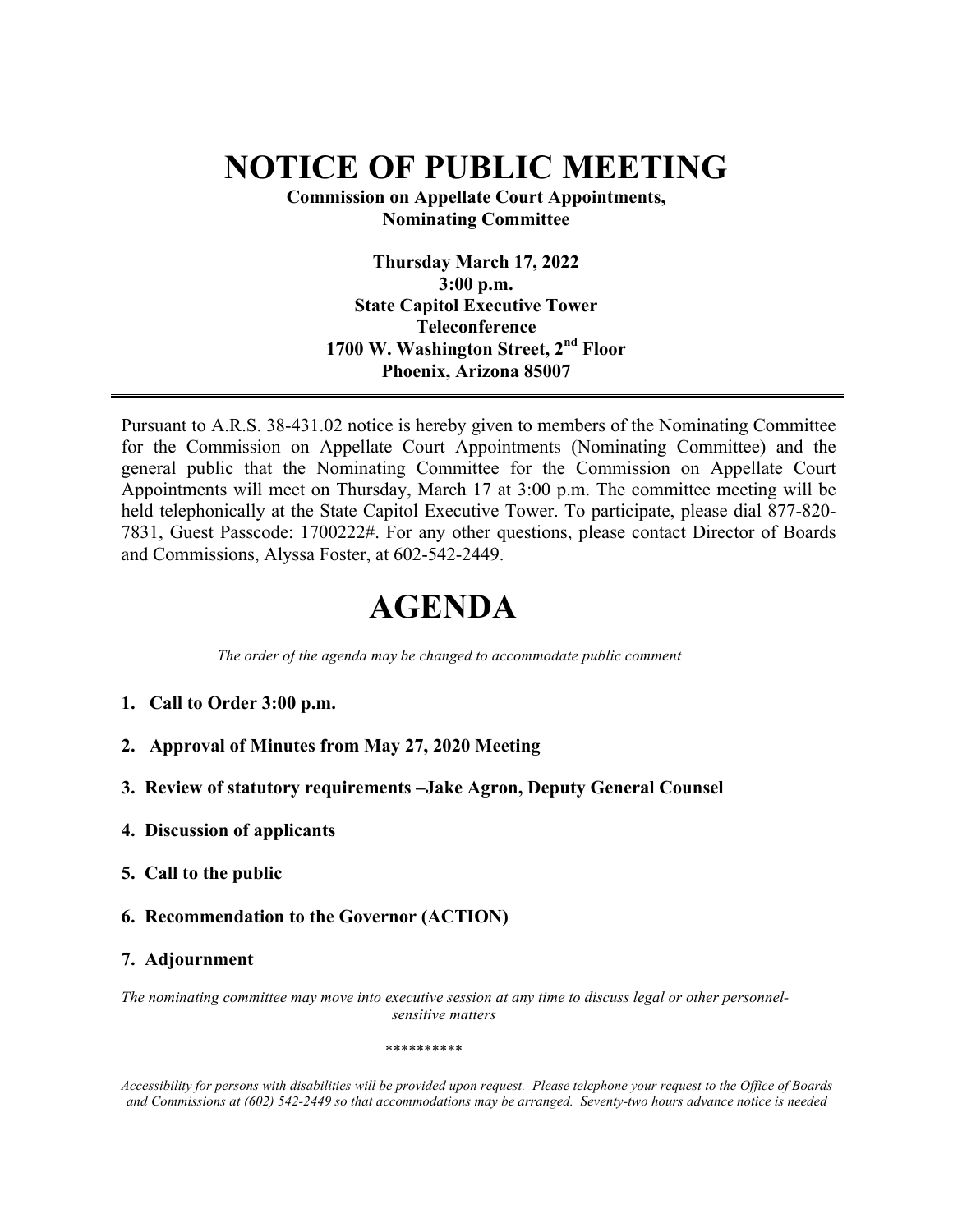# NOTICE OF PUBLIC MEETING

**Commission on Appellate Court Appointments, Nominating Committee**

**Thursday March 17, 2022**
**3:00 p.m.**
**State Capitol Executive Tower**
**Teleconference**
**1700 W. Washington Street, 2nd Floor**
**Phoenix, Arizona 85007**

---

Pursuant to A.R.S. 38-431.02 notice is hereby given to members of the Nominating Committee for the Commission on Appellate Court Appointments (Nominating Committee) and the general public that the Nominating Committee for the Commission on Appellate Court Appointments will meet on Thursday, March 17 at 3:00 p.m. The committee meeting will be held telephonically at the State Capitol Executive Tower. To participate, please dial 877-820-7831, Guest Passcode: 1700222#. For any other questions, please contact Director of Boards and Commissions, Alyssa Foster, at 602-542-2449.

# AGENDA

*The order of the agenda may be changed to accommodate public comment*

1. **Call to Order 3:00 p.m.**
2. **Approval of Minutes from May 27, 2020 Meeting**
3. **Review of statutory requirements –Jake Agron, Deputy General Counsel**
4. **Discussion of applicants**
5. **Call to the public**
6. **Recommendation to the Governor (ACTION)**
7. **Adjournment**

*The nominating committee may move into executive session at any time to discuss legal or other personnel-sensitive matters*

**********

*Accessibility for persons with disabilities will be provided upon request. Please telephone your request to the Office of Boards and Commissions at (602) 542-2449 so that accommodations may be arranged. Seventy-two hours advance notice is needed*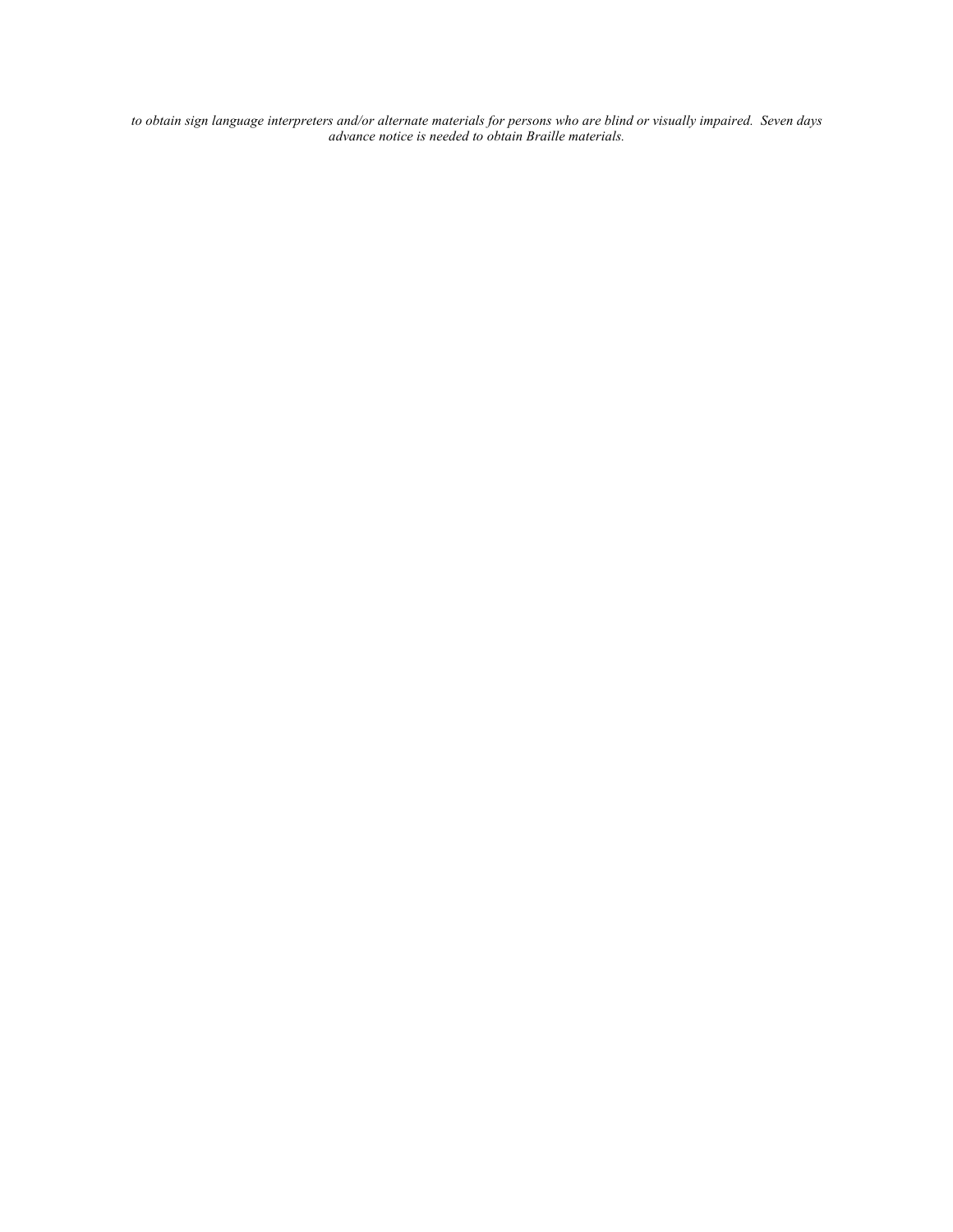*to obtain sign language interpreters and/or alternate materials for persons who are blind or visually impaired. Seven days advance notice is needed to obtain Braille materials.*